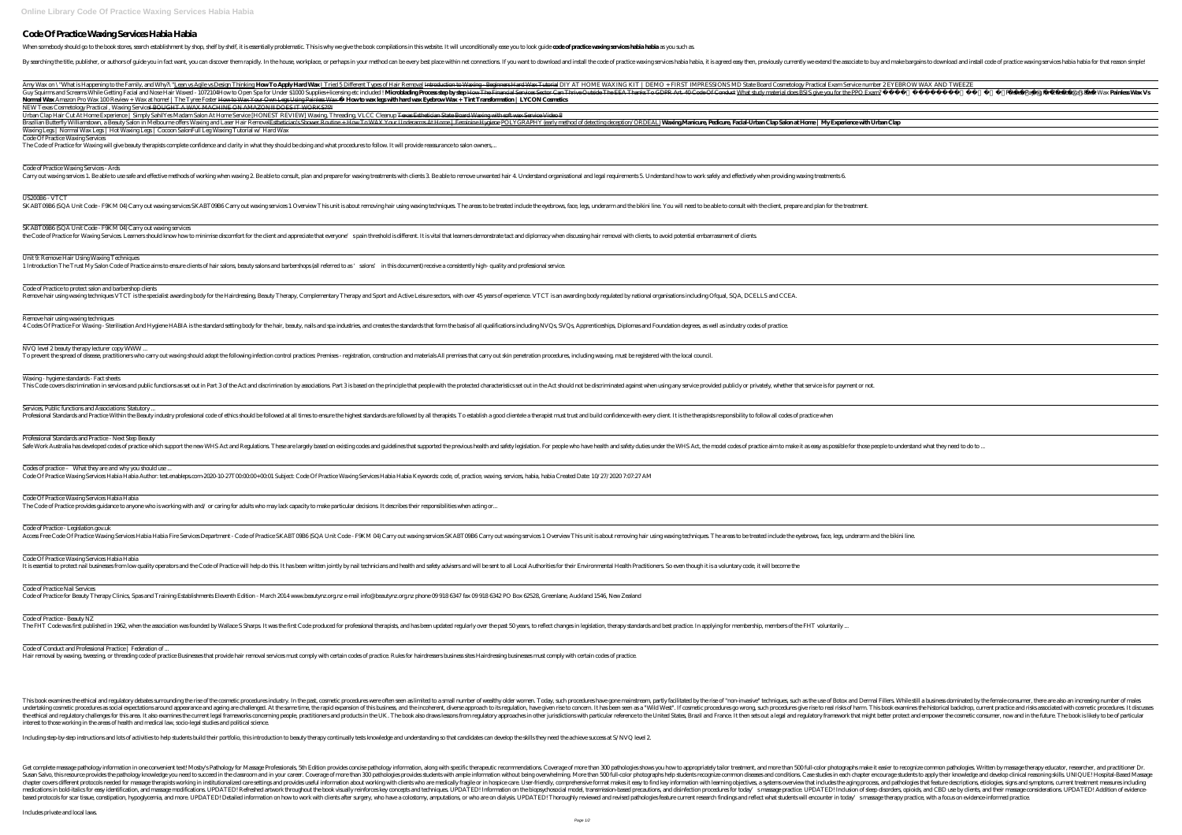# Code Of Practice Waxing Services Habia Habia

When somebody should go to the book stores, search establishment by shop, shelf by shelf, it is essentially problematic. This is why we give the book compilations in this website. It will unconditionally ease you to look guide **code of practice waxing services habia habia** as you such as.

By searching the title, publisher, or authors of guide you in fact want, you can discover them rapidly. In the house, workplace, or perhaps in your method can be every best place within net connections. If you want to download and install the code of practice waxing services habia habia, it is agreed easy then, previously currently we extend the associate to buy and make bargains to download and install code of practice waxing services habia habia for that reason simple!

Amy Wax on \"What is Happening to the Family, and Why?\" Lean vs Agile vs Design Thinking **How To Apply Hard Wax** | Tried 5 Different Types of Hair Removal Introduction to Waxing - Beginners Hard Wax Tutorial DIY AT HOME WAXING KIT | DEMO + FIRST IMPRESSIONS MD State Board Cosmetology Practical Exam Service number 2 EYEBROW WAX AND TWEEZE Guy Squirms and Screams While Getting Facial and Nose Hair Waxed - 1072104 How to Open Spa for Under $1000 Supplies+licensing etc included ! **Microblading Process step by step** How The Financial Services Sector Can Thrive Outside The EEA Thanks To GDPR Art. 40 Code Of Conduct What study material does BSIS give you for the PPO Exam? Prices of Waxing for Beginners. Hard Wax **Painless Wax Vs Normal Wax** Amazon Pro Wax 100 Review + Wax at home! | The Tyree Foster How to Wax Your Own Legs Using Painless Wax **How to wax legs with hard wax Eyebrow Wax + Tint Transformation | LYCON Cosmetics**
NEW Texas Cosmetology Practical , Waxing Service I BOUGHT A WAX MACHINE ON AMAZON!! DOES IT WORK??!
Urban Clap Hair Cut At Home Experience | Simply Sahil Yes Madam Salon At Home Service [HONEST REVIEW] Waxing, Threading, VLCC Cleanup Texas Esthetician State Board Waxing with soft wax Service Video 8
Brazilian Butterfly Williamstown, a Beauty Salon in Melbourne offers Waxing and Laser Hair Removal Esthetician's Shower Routine + How To WAX Your Underarms At Home | Feminine Hygiene POLYGRAPHY (early method of detecting deception/ ORDEAL) **Waxing Manicure, Pedicure, Facial-Urban Clap Salon at Home | My Experience with Urban Clap**
Waxing Legs | Normal Wax Legs | Hot Waxing Legs | Cocoon Salon Full Leg Waxing Tutorial w/ Hard Wax
Code Of Practice Waxing Services

The Code of Practice for Waxing will give beauty therapists complete confidence and clarity in what they should be doing and what procedures to follow. It will provide reassurance to salon owners,...

Code of Practice Waxing Services - Ards

Carry out waxing services 1. Be able to use safe and effective methods of working when waxing 2. Be able to consult, plan and prepare for waxing treatments with clients 3. Be able to remove unwanted hair 4. Understand organisational and legal requirements 5. Understand how to work safely and effectively when providing waxing treatments 6.

UV20086 - VTCT

SKABT09B6 (SQA Unit Code - F9KM 04) Carry out waxing services SKABT09B6 Carry out waxing services 1 Overview This unit is about removing hair using waxing techniques. The areas to be treated include the eyebrows, face, legs, underarm and the bikini line. You will need to be able to consult with the client, prepare and plan for the treatment.

SKABT09B6 (SQA Unit Code - F9KM 04) Carry out waxing services

the Code of Practice for Waxing Services. Learners should know how to minimise discomfort for the client and appreciate that everyone's pain threshold is different. It is vital that learners demonstrate tact and diplomacy when discussing hair removal with clients, to avoid potential embarrassment of clients.

Unit 9: Remove Hair Using Waxing Techniques

1 Introduction The Trust My Salon Code of Practice aims to ensure clients of hair salons, beauty salons and barbershops (all referred to as 'salons' in this document) receive a consistently high- quality and professional service.

Code of Practice to protect salon and barbershop clients

Remove hair using waxing techniques VTCT is the specialist awarding body for the Hairdressing, Beauty Therapy, Complementary Therapy and Sport and Active Leisure sectors, with over 45 years of experience. VTCT is an awarding body regulated by national organisations including Ofqual, SQA, DCELLS and CCEA.

Remove hair using waxing techniques

4 Codes Of Practice For Waxing - Sterilisation And Hygiene HABIA is the standard setting body for the hair, beauty, nails and spa industries, and creates the standards that form the basis of all qualifications including NVQs, SVQs, Apprenticeships, Diplomas and Foundation degrees, as well as industry codes of practice.

NVQ level 2 beauty therapy lecturer copy WWW ...

To prevent the spread of disease, practitioners who carry out waxing should adopt the following infection control practices: Premises - registration, construction and materials All premises that carry out skin penetration procedures, including waxing, must be registered with the local council.

Waxing - hygiene standards - Fact sheets

This Code covers discrimination in services and public functions as set out in Part 3 of the Act and discrimination by associations. Part 3 is based on the principle that people with the protected characteristics set out in the Act should not be discriminated against when using any service provided publicly or privately, whether that service is for payment or not.

Services, Public functions and Associations: Statutory ...

Professional Standards and Practice Within the Beauty industry professional code of ethics should be followed at all times to ensure the highest standards are followed by all therapists. To establish a good clientele a therapist must trust and build confidence with every client. It is the therapists responsibility to follow all codes of practice when

Professional Standards and Practice - Next Step Beauty

Safe Work Australia has developed codes of practice which support the new WHS Act and Regulations. These are largely based on existing codes and guidelines that supported the previous health and safety legislation. For people who have health and safety duties under the WHS Act, the model codes of practice aim to make it as easy as possible for those people to understand what they need to do to ...

Codes of practice – What they are and why you should use ...

Code Of Practice Waxing Services Habia Habia Author: test.enableps.com-2020-10-27T00:00:00+00:01 Subject: Code Of Practice Waxing Services Habia Habia Keywords: code, of, practice, waxing, services, habia, habia Created Date: 10/27/2020 7:07:27 AM

Code Of Practice Waxing Services Habia Habia

The Code of Practice provides guidance to anyone who is working with and/ or caring for adults who may lack capacity to make particular decisions. It describes their responsibilities when acting or...

Code of Practice - Legislation.gov.uk

Access Free Code Of Practice Waxing Services Habia Habia Fire Services Department - Code of Practice SKABT09B6 (SQA Unit Code - F9KM 04) Carry out waxing services SKABT09B6 Carry out waxing services 1 Overview This unit is about removing hair using waxing techniques. The areas to be treated include the eyebrows, face, legs, underarm and the bikini line.

Code Of Practice Waxing Services Habia Habia

It is essential to protect nail businesses from low quality operators and the Code of Practice will help do this. It has been written jointly by nail technicians and health and safety advisers and will be sent to all Local Authorities for their Environmental Health Practitioners. So even though it is a voluntary code, it will become the

Code of Practice Nail Services

Code of Practice for Beauty Therapy Clinics, Spas and Training Establishments Eleventh Edition - March 2014 www.beautynz.org.nz e-mail info@beautynz.org.nz phone 09 918 6347 fax 09 918 6342 PO Box 62528, Greenlane, Auckland 1546, New Zealand

Code of Practice - Beauty NZ

The FHT Code was first published in 1962, when the association was founded by Wallace S Sharps. It was the first Code produced for professional therapists, and has been updated regularly over the past 50 years, to reflect changes in legislation, therapy standards and best practice. In applying for membership, members of the FHT voluntarily ...

Code of Conduct and Professional Practice | Federation of ...

Hair removal by waxing, tweezing, or threading code of practice Businesses that provide hair removal services must comply with certain codes of practice. Rules for hairdressers business sites Hairdressing businesses must comply with certain codes of practice.

This book examines the ethical and regulatory debates surrounding the rise of the cosmetic procedures industry. In the past, cosmetic procedures were often seen as limited to a small number of wealthy older women. Today, such procedures have gone mainstream, partly facilitated by the rise of "non-invasive" techniques, such as the use of Botox and Dermal Fillers. While still a business dominated by the female consumer, there are also an increasing number of males undertaking cosmetic procedures as social expectations around appearance and ageing are challenged. At the same time, the rapid expansion of this business, and the incoherent, diverse approach to its regulation, have given rise to concern. It has been seen as a "Wild West". If cosmetic procedures go wrong, such procedures give rise to real risks of harm. This book examines the historical backdrop, current practice and risks associated with cosmetic procedures. It discusses the ethical and regulatory challenges for this area. It also examines the current legal frameworks concerning people, practitioners and products in the UK. The book also draws lessons from regulatory approaches in other jurisdictions with particular reference to the United States, Brazil and France. It then sets out a legal and regulatory framework that might better protect and empower the cosmetic consumer, now and in the future. The book is likely to be of particular interest to those working in the areas of health and medical law, socio-legal studies and political science.

Including step-by-step instructions and lots of activities to help students build their portfolio, this introduction to beauty therapy continually tests knowledge and understanding so that candidates can develop the skills they need the achieve success at S/NVQ level 2.

Get complete massage pathology information in one convenient text! Mosby's Pathology for Massage Professionals, 5th Edition provides concise pathology information, along with specific therapeutic recommendations. Coverage of more than 300 pathologies shows you how to appropriately tailor treatment, and more than 500 full-color photographs make it easier to recognize common pathologies. Written by massage therapy educator, researcher, and practitioner Dr. Susan Salvo, this resource provides the pathology knowledge you need to succeed in the classroom and in your career. Coverage of more than 300 pathologies provides students with ample information without being overwhelming. More than 500 full-color photographs help students recognize common diseases and conditions. Case studies in each chapter encourage students to apply their knowledge and develop clinical reasoning skills. UNIQUE! Hospital-Based Massage chapter covers different protocols needed for massage therapists working in institutionalized care settings and provides useful information about working with clients who are medically fragile or in hospice care. User-friendly, comprehensive format makes it easy to find key information with learning objectives, a systems overview that includes the aging process, and pathologies that feature descriptions, etiologies, signs and symptoms, current treatment measures including medications in bold-italics for easy identification, and massage modifications. UPDATED! Refreshed artwork throughout the book visually reinforces key concepts and techniques. UPDATED! Information on the biopsychosocial model, transmission-based precautions, and disinfection procedures for today's massage practice. UPDATED! Inclusion of sleep disorders, opioids, and CBD use by clients, and their massage considerations. UPDATED! Addition of evidence-based protocols for scar tissue, constipation, hypoglycemia, and more. UPDATED! Detailed information on how to work with clients after surgery, who have a colostomy, amputations, or who are on dialysis. UPDATED! Thoroughly reviewed and revised pathologies feature current research findings and reflect what students will encounter in today's massage therapy practice, with a focus on evidence-informed practice.

Includes private and local laws.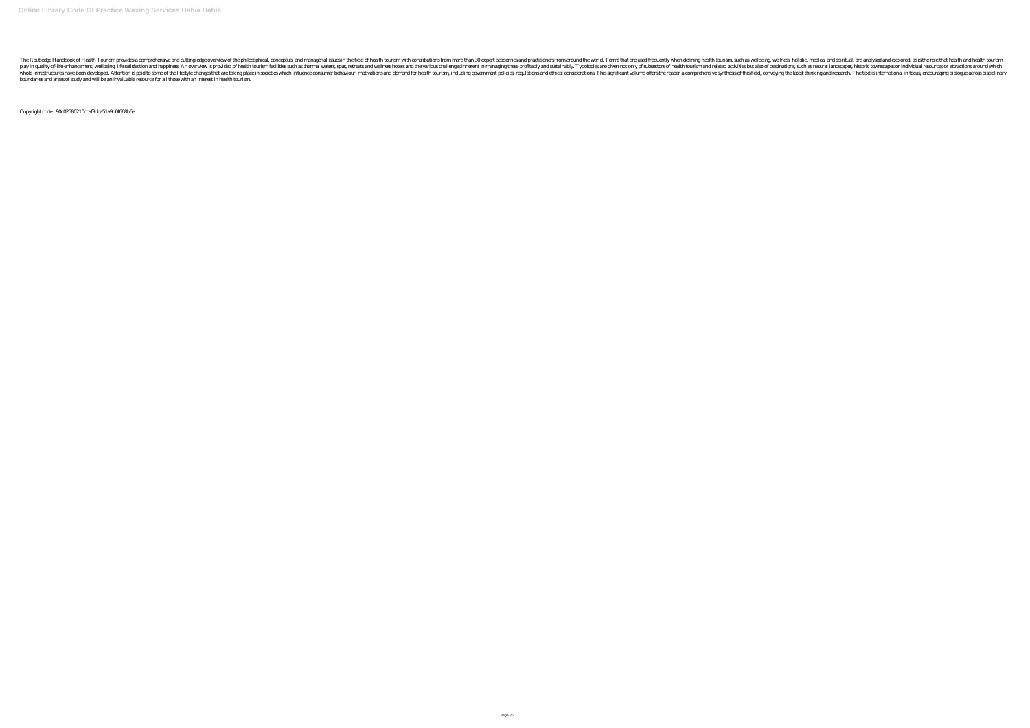The Routledge Handbook of Health Tourism provides a comprehensive and cutting-edge overview of the philosophical, conceptual and managerial issues in the field of health tourism with contributions from more than 30 expert academics and practitioners from around the world. Terms that are used frequently when defining health tourism, such as wellbeing, wellness, holistic, medical and spiritual, are analysed and explored, as is the role that health and health tourism play in quality-of-life enhancement, wellbeing, life satisfaction and happiness. An overview is provided of health tourism facilities such as thermal waters, spas, retreats and wellness hotels and the various challenges inherent in managing these profitably and sustainably. Typologies are given not only of subsectors of health tourism and related activities but also of destinations, such as natural landscapes, historic townscapes or individual resources or attractions around which whole infrastructures have been developed. Attention is paid to some of the lifestyle changes that are taking place in societies which influence consumer behaviour, motivations and demand for health tourism, including government policies, regulations and ethical considerations. This significant volume offers the reader a comprehensive synthesis of this field, conveying the latest thinking and research. The text is international in focus, encouraging dialogue across disciplinary boundaries and areas of study and will be an invaluable resource for all those with an interest in health tourism.

Copyright code : 90c02580210ccaf9dca51a9d0f668b6e